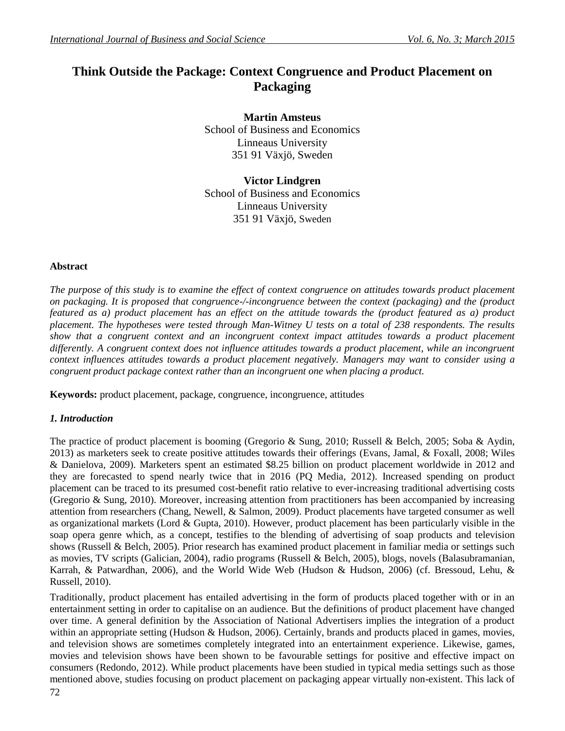# Think Outside the Package: Context Congruence and Product Placement on Packaging

**Martin Amsteus**
School of Business and Economics
Linneaus University
351 91 Växjö, Sweden

**Victor Lindgren**
School of Business and Economics
Linneaus University
351 91 Växjö, Sweden

### Abstract

*The purpose of this study is to examine the effect of context congruence on attitudes towards product placement on packaging. It is proposed that congruence-/-incongruence between the context (packaging) and the (product featured as a) product placement has an effect on the attitude towards the (product featured as a) product placement. The hypotheses were tested through Man-Witney U tests on a total of 238 respondents. The results show that a congruent context and an incongruent context impact attitudes towards a product placement differently. A congruent context does not influence attitudes towards a product placement, while an incongruent context influences attitudes towards a product placement negatively. Managers may want to consider using a congruent product package context rather than an incongruent one when placing a product.*

**Keywords:** product placement, package, congruence, incongruence, attitudes

## *1. Introduction*

The practice of product placement is booming (Gregorio & Sung, 2010; Russell & Belch, 2005; Soba & Aydin, 2013) as marketers seek to create positive attitudes towards their offerings (Evans, Jamal, & Foxall, 2008; Wiles & Danielova, 2009). Marketers spent an estimated $8.25 billion on product placement worldwide in 2012 and they are forecasted to spend nearly twice that in 2016 (PQ Media, 2012). Increased spending on product placement can be traced to its presumed cost-benefit ratio relative to ever-increasing traditional advertising costs (Gregorio & Sung, 2010). Moreover, increasing attention from practitioners has been accompanied by increasing attention from researchers (Chang, Newell, & Salmon, 2009). Product placements have targeted consumer as well as organizational markets (Lord & Gupta, 2010). However, product placement has been particularly visible in the soap opera genre which, as a concept, testifies to the blending of advertising of soap products and television shows (Russell & Belch, 2005). Prior research has examined product placement in familiar media or settings such as movies, TV scripts (Galician, 2004), radio programs (Russell & Belch, 2005), blogs, novels (Balasubramanian, Karrah, & Patwardhan, 2006), and the World Wide Web (Hudson & Hudson, 2006) (cf. Bressoud, Lehu, & Russell, 2010).

Traditionally, product placement has entailed advertising in the form of products placed together with or in an entertainment setting in order to capitalise on an audience. But the definitions of product placement have changed over time. A general definition by the Association of National Advertisers implies the integration of a product within an appropriate setting (Hudson & Hudson, 2006). Certainly, brands and products placed in games, movies, and television shows are sometimes completely integrated into an entertainment experience. Likewise, games, movies and television shows have been shown to be favourable settings for positive and effective impact on consumers (Redondo, 2012). While product placements have been studied in typical media settings such as those mentioned above, studies focusing on product placement on packaging appear virtually non-existent. This lack of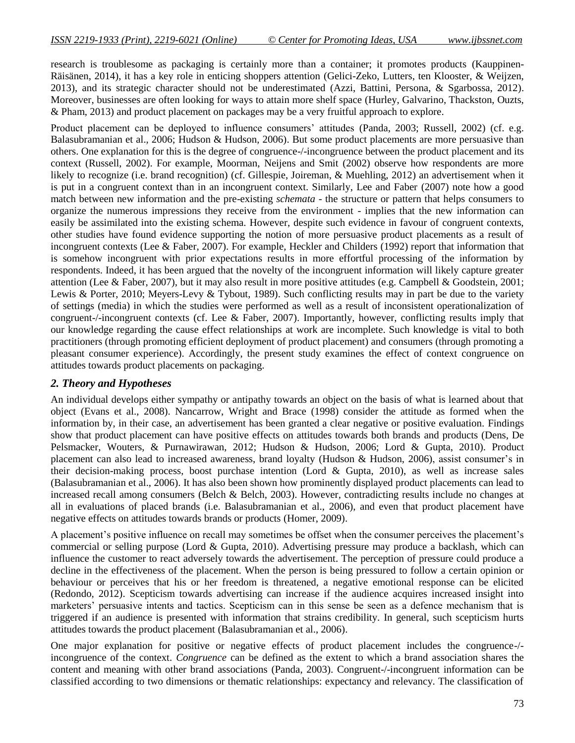research is troublesome as packaging is certainly more than a container; it promotes products (Kauppinen-Räisänen, 2014), it has a key role in enticing shoppers attention (Gelici-Zeko, Lutters, ten Klooster, & Weijzen, 2013), and its strategic character should not be underestimated (Azzi, Battini, Persona, & Sgarbossa, 2012). Moreover, businesses are often looking for ways to attain more shelf space (Hurley, Galvarino, Thackston, Ouzts, & Pham, 2013) and product placement on packages may be a very fruitful approach to explore.

Product placement can be deployed to influence consumers' attitudes (Panda, 2003; Russell, 2002) (cf. e.g. Balasubramanian et al., 2006; Hudson & Hudson, 2006). But some product placements are more persuasive than others. One explanation for this is the degree of congruence-/-incongruence between the product placement and its context (Russell, 2002). For example, Moorman, Neijens and Smit (2002) observe how respondents are more likely to recognize (i.e. brand recognition) (cf. Gillespie, Joireman, & Muehling, 2012) an advertisement when it is put in a congruent context than in an incongruent context. Similarly, Lee and Faber (2007) note how a good match between new information and the pre-existing *schemata* - the structure or pattern that helps consumers to organize the numerous impressions they receive from the environment - implies that the new information can easily be assimilated into the existing schema. However, despite such evidence in favour of congruent contexts, other studies have found evidence supporting the notion of more persuasive product placements as a result of incongruent contexts (Lee & Faber, 2007). For example, Heckler and Childers (1992) report that information that is somehow incongruent with prior expectations results in more effortful processing of the information by respondents. Indeed, it has been argued that the novelty of the incongruent information will likely capture greater attention (Lee & Faber, 2007), but it may also result in more positive attitudes (e.g. Campbell & Goodstein, 2001; Lewis & Porter, 2010; Meyers-Levy & Tybout, 1989). Such conflicting results may in part be due to the variety of settings (media) in which the studies were performed as well as a result of inconsistent operationalization of congruent-/-incongruent contexts (cf. Lee & Faber, 2007). Importantly, however, conflicting results imply that our knowledge regarding the cause effect relationships at work are incomplete. Such knowledge is vital to both practitioners (through promoting efficient deployment of product placement) and consumers (through promoting a pleasant consumer experience). Accordingly, the present study examines the effect of context congruence on attitudes towards product placements on packaging.

## *2. Theory and Hypotheses*

An individual develops either sympathy or antipathy towards an object on the basis of what is learned about that object (Evans et al., 2008). Nancarrow, Wright and Brace (1998) consider the attitude as formed when the information by, in their case, an advertisement has been granted a clear negative or positive evaluation. Findings show that product placement can have positive effects on attitudes towards both brands and products (Dens, De Pelsmacker, Wouters, & Purnawirawan, 2012; Hudson & Hudson, 2006; Lord & Gupta, 2010). Product placement can also lead to increased awareness, brand loyalty (Hudson & Hudson, 2006), assist consumer's in their decision-making process, boost purchase intention (Lord & Gupta, 2010), as well as increase sales (Balasubramanian et al., 2006). It has also been shown how prominently displayed product placements can lead to increased recall among consumers (Belch & Belch, 2003). However, contradicting results include no changes at all in evaluations of placed brands (i.e. Balasubramanian et al., 2006), and even that product placement have negative effects on attitudes towards brands or products (Homer, 2009).

A placement's positive influence on recall may sometimes be offset when the consumer perceives the placement's commercial or selling purpose (Lord & Gupta, 2010). Advertising pressure may produce a backlash, which can influence the customer to react adversely towards the advertisement. The perception of pressure could produce a decline in the effectiveness of the placement. When the person is being pressured to follow a certain opinion or behaviour or perceives that his or her freedom is threatened, a negative emotional response can be elicited (Redondo, 2012). Scepticism towards advertising can increase if the audience acquires increased insight into marketers' persuasive intents and tactics. Scepticism can in this sense be seen as a defence mechanism that is triggered if an audience is presented with information that strains credibility. In general, such scepticism hurts attitudes towards the product placement (Balasubramanian et al., 2006).

One major explanation for positive or negative effects of product placement includes the congruence-/-incongruence of the context. *Congruence* can be defined as the extent to which a brand association shares the content and meaning with other brand associations (Panda, 2003). Congruent-/-incongruent information can be classified according to two dimensions or thematic relationships: expectancy and relevancy. The classification of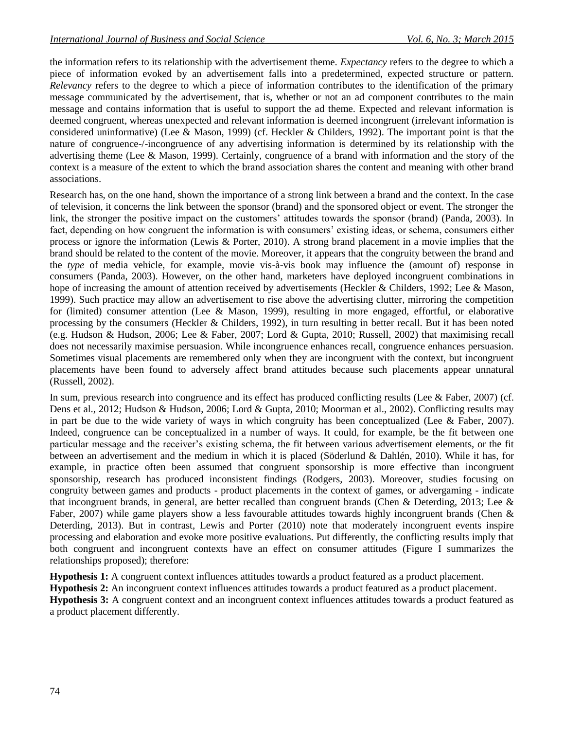the information refers to its relationship with the advertisement theme. *Expectancy* refers to the degree to which a piece of information evoked by an advertisement falls into a predetermined, expected structure or pattern. *Relevancy* refers to the degree to which a piece of information contributes to the identification of the primary message communicated by the advertisement, that is, whether or not an ad component contributes to the main message and contains information that is useful to support the ad theme. Expected and relevant information is deemed congruent, whereas unexpected and relevant information is deemed incongruent (irrelevant information is considered uninformative) (Lee & Mason, 1999) (cf. Heckler & Childers, 1992). The important point is that the nature of congruence-/-incongruence of any advertising information is determined by its relationship with the advertising theme (Lee & Mason, 1999). Certainly, congruence of a brand with information and the story of the context is a measure of the extent to which the brand association shares the content and meaning with other brand associations.

Research has, on the one hand, shown the importance of a strong link between a brand and the context. In the case of television, it concerns the link between the sponsor (brand) and the sponsored object or event. The stronger the link, the stronger the positive impact on the customers' attitudes towards the sponsor (brand) (Panda, 2003). In fact, depending on how congruent the information is with consumers' existing ideas, or schema, consumers either process or ignore the information (Lewis & Porter, 2010). A strong brand placement in a movie implies that the brand should be related to the content of the movie. Moreover, it appears that the congruity between the brand and the *type* of media vehicle, for example, movie vis-à-vis book may influence the (amount of) response in consumers (Panda, 2003). However, on the other hand, marketers have deployed incongruent combinations in hope of increasing the amount of attention received by advertisements (Heckler & Childers, 1992; Lee & Mason, 1999). Such practice may allow an advertisement to rise above the advertising clutter, mirroring the competition for (limited) consumer attention (Lee & Mason, 1999), resulting in more engaged, effortful, or elaborative processing by the consumers (Heckler & Childers, 1992), in turn resulting in better recall. But it has been noted (e.g. Hudson & Hudson, 2006; Lee & Faber, 2007; Lord & Gupta, 2010; Russell, 2002) that maximising recall does not necessarily maximise persuasion. While incongruence enhances recall, congruence enhances persuasion. Sometimes visual placements are remembered only when they are incongruent with the context, but incongruent placements have been found to adversely affect brand attitudes because such placements appear unnatural (Russell, 2002).

In sum, previous research into congruence and its effect has produced conflicting results (Lee & Faber, 2007) (cf. Dens et al., 2012; Hudson & Hudson, 2006; Lord & Gupta, 2010; Moorman et al., 2002). Conflicting results may in part be due to the wide variety of ways in which congruity has been conceptualized (Lee & Faber, 2007). Indeed, congruence can be conceptualized in a number of ways. It could, for example, be the fit between one particular message and the receiver's existing schema, the fit between various advertisement elements, or the fit between an advertisement and the medium in which it is placed (Söderlund & Dahlén, 2010). While it has, for example, in practice often been assumed that congruent sponsorship is more effective than incongruent sponsorship, research has produced inconsistent findings (Rodgers, 2003). Moreover, studies focusing on congruity between games and products - product placements in the context of games, or advergaming - indicate that incongruent brands, in general, are better recalled than congruent brands (Chen & Deterding, 2013; Lee & Faber, 2007) while game players show a less favourable attitudes towards highly incongruent brands (Chen & Deterding, 2013). But in contrast, Lewis and Porter (2010) note that moderately incongruent events inspire processing and elaboration and evoke more positive evaluations. Put differently, the conflicting results imply that both congruent and incongruent contexts have an effect on consumer attitudes (Figure I summarizes the relationships proposed); therefore:

**Hypothesis 1:** A congruent context influences attitudes towards a product featured as a product placement.

**Hypothesis 2:** An incongruent context influences attitudes towards a product featured as a product placement.

**Hypothesis 3:** A congruent context and an incongruent context influences attitudes towards a product featured as a product placement differently.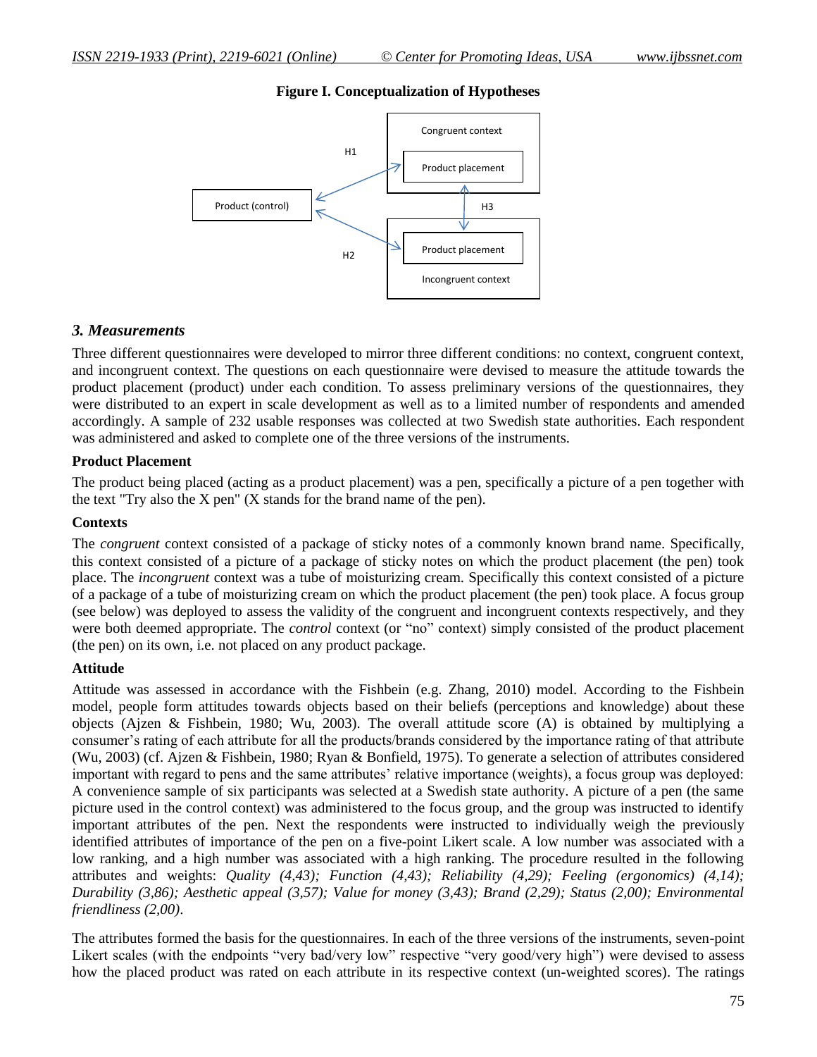**Figure I. Conceptualization of Hypotheses**

### 3. Measurements

Three different questionnaires were developed to mirror three different conditions: no context, congruent context, and incongruent context. The questions on each questionnaire were devised to measure the attitude towards the product placement (product) under each condition. To assess preliminary versions of the questionnaires, they were distributed to an expert in scale development as well as to a limited number of respondents and amended accordingly. A sample of 232 usable responses was collected at two Swedish state authorities. Each respondent was administered and asked to complete one of the three versions of the instruments.

**Product Placement**

The product being placed (acting as a product placement) was a pen, specifically a picture of a pen together with the text "Try also the X pen" (X stands for the brand name of the pen).

**Contexts**

The *congruent* context consisted of a package of sticky notes of a commonly known brand name. Specifically, this context consisted of a picture of a package of sticky notes on which the product placement (the pen) took place. The *incongruent* context was a tube of moisturizing cream. Specifically this context consisted of a picture of a package of a tube of moisturizing cream on which the product placement (the pen) took place. A focus group (see below) was deployed to assess the validity of the congruent and incongruent contexts respectively, and they were both deemed appropriate. The *control* context (or "no" context) simply consisted of the product placement (the pen) on its own, i.e. not placed on any product package.

**Attitude**

Attitude was assessed in accordance with the Fishbein (e.g. Zhang, 2010) model. According to the Fishbein model, people form attitudes towards objects based on their beliefs (perceptions and knowledge) about these objects (Ajzen & Fishbein, 1980; Wu, 2003). The overall attitude score (A) is obtained by multiplying a consumer's rating of each attribute for all the products/brands considered by the importance rating of that attribute (Wu, 2003) (cf. Ajzen & Fishbein, 1980; Ryan & Bonfield, 1975). To generate a selection of attributes considered important with regard to pens and the same attributes' relative importance (weights), a focus group was deployed: A convenience sample of six participants was selected at a Swedish state authority. A picture of a pen (the same picture used in the control context) was administered to the focus group, and the group was instructed to identify important attributes of the pen. Next the respondents were instructed to individually weigh the previously identified attributes of importance of the pen on a five-point Likert scale. A low number was associated with a low ranking, and a high number was associated with a high ranking. The procedure resulted in the following attributes and weights: *Quality (4,43); Function (4,43); Reliability (4,29); Feeling (ergonomics) (4,14); Durability (3,86); Aesthetic appeal (3,57); Value for money (3,43); Brand (2,29); Status (2,00); Environmental friendliness (2,00)*.

The attributes formed the basis for the questionnaires. In each of the three versions of the instruments, seven-point Likert scales (with the endpoints "very bad/very low" respective "very good/very high") were devised to assess how the placed product was rated on each attribute in its respective context (un-weighted scores). The ratings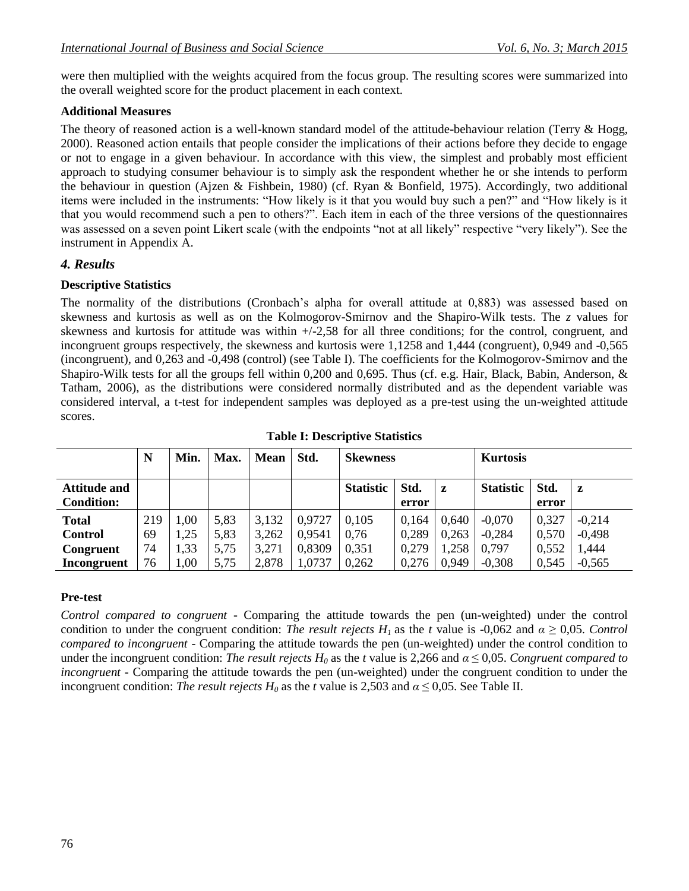were then multiplied with the weights acquired from the focus group. The resulting scores were summarized into the overall weighted score for the product placement in each context.

**Additional Measures**

The theory of reasoned action is a well-known standard model of the attitude-behaviour relation (Terry & Hogg, 2000). Reasoned action entails that people consider the implications of their actions before they decide to engage or not to engage in a given behaviour. In accordance with this view, the simplest and probably most efficient approach to studying consumer behaviour is to simply ask the respondent whether he or she intends to perform the behaviour in question (Ajzen & Fishbein, 1980) (cf. Ryan & Bonfield, 1975). Accordingly, two additional items were included in the instruments: "How likely is it that you would buy such a pen?" and "How likely is it that you would recommend such a pen to others?". Each item in each of the three versions of the questionnaires was assessed on a seven point Likert scale (with the endpoints "not at all likely" respective "very likely"). See the instrument in Appendix A.

## *4. Results*

**Descriptive Statistics**

The normality of the distributions (Cronbach's alpha for overall attitude at 0,883) was assessed based on skewness and kurtosis as well as on the Kolmogorov-Smirnov and the Shapiro-Wilk tests. The *z* values for skewness and kurtosis for attitude was within +/-2,58 for all three conditions; for the control, congruent, and incongruent groups respectively, the skewness and kurtosis were 1,1258 and 1,444 (congruent), 0,949 and -0,565 (incongruent), and 0,263 and -0,498 (control) (see Table I). The coefficients for the Kolmogorov-Smirnov and the Shapiro-Wilk tests for all the groups fell within 0,200 and 0,695. Thus (cf. e.g. Hair, Black, Babin, Anderson, & Tatham, 2006), as the distributions were considered normally distributed and as the dependent variable was considered interval, a t-test for independent samples was deployed as a pre-test using the un-weighted attitude scores.

**Table I: Descriptive Statistics**

| | N | Min. | Max. | Mean | Std. | Skewness | | | Kurtosis | | |
|---|---|---|---|---|---|---|---|---|---|---|---|
| **Attitude and Condition:** | | | | | | **Statistic** | **Std. error** | **z** | **Statistic** | **Std. error** | **z** |
| **Total** | 219 | 1,00 | 5,83 | 3,132 | 0,9727 | 0,105 | 0,164 | 0,640 | -0,070 | 0,327 | -0,214 |
| **Control** | 69 | 1,25 | 5,83 | 3,262 | 0,9541 | 0,76 | 0,289 | 0,263 | -0,284 | 0,570 | -0,498 |
| **Congruent** | 74 | 1,33 | 5,75 | 3,271 | 0,8309 | 0,351 | 0,279 | 1,258 | 0,797 | 0,552 | 1,444 |
| **Incongruent** | 76 | 1,00 | 5,75 | 2,878 | 1,0737 | 0,262 | 0,276 | 0,949 | -0,308 | 0,545 | -0,565 |

**Pre-test**

*Control compared to congruent* - Comparing the attitude towards the pen (un-weighted) under the control condition to under the congruent condition: *The result rejects $H_1$* as the *t* value is -0,062 and $\alpha \geq 0{,}05$. *Control compared to incongruent* - Comparing the attitude towards the pen (un-weighted) under the control condition to under the incongruent condition: *The result rejects $H_0$* as the *t* value is 2,266 and $\alpha \leq 0{,}05$. *Congruent compared to incongruent* - Comparing the attitude towards the pen (un-weighted) under the congruent condition to under the incongruent condition: *The result rejects $H_0$* as the *t* value is 2,503 and $\alpha \leq 0{,}05$. See Table II.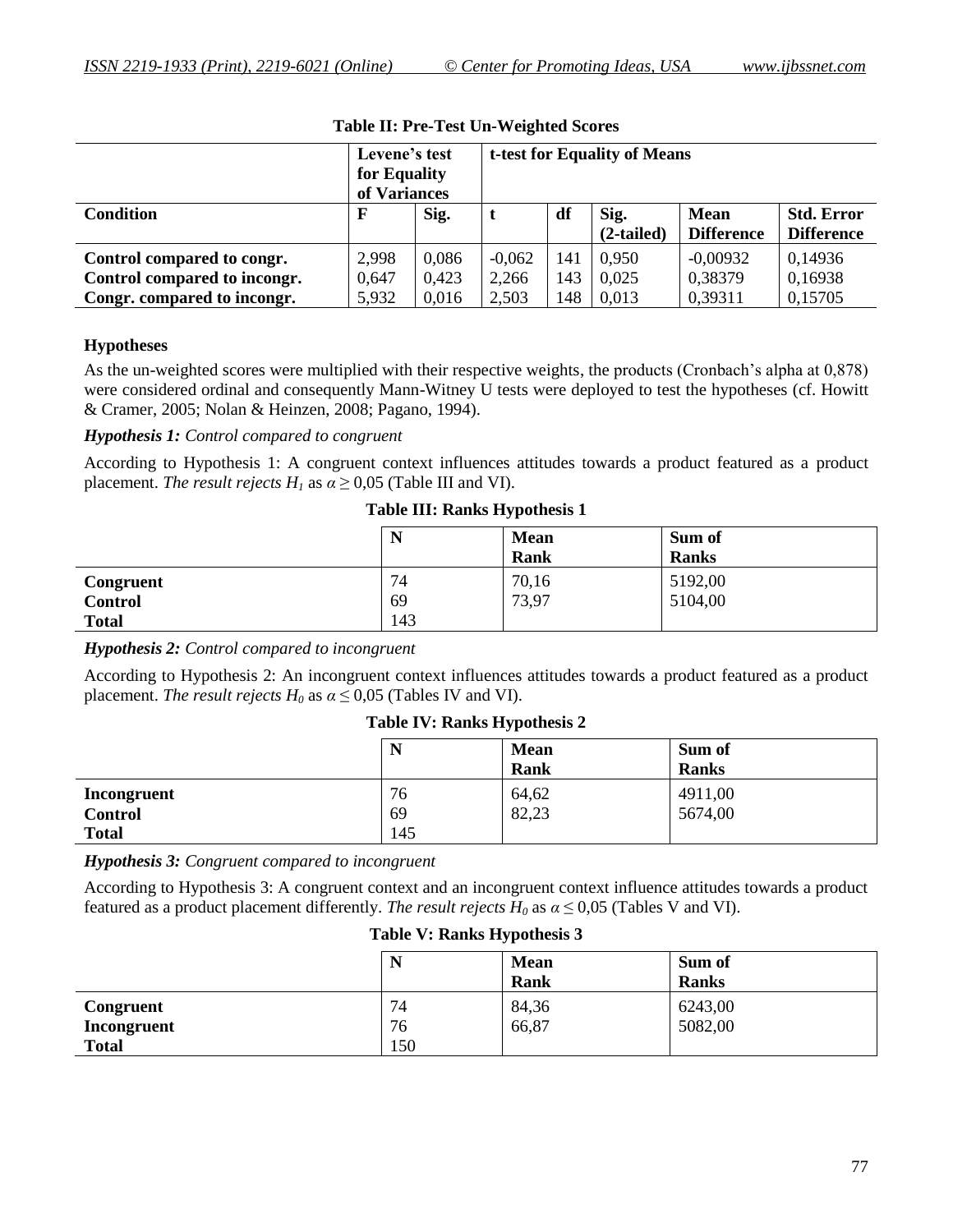**Table II: Pre-Test Un-Weighted Scores**

| | Levene's test for Equality of Variances | | t-test for Equality of Means | | | | |
|---|---|---|---|---|---|---|---|
| **Condition** | **F** | **Sig.** | **t** | **df** | **Sig. (2-tailed)** | **Mean Difference** | **Std. Error Difference** |
| **Control compared to congr.** | 2,998 | 0,086 | -0,062 | 141 | 0,950 | -0,00932 | 0,14936 |
| **Control compared to incongr.** | 0,647 | 0,423 | 2,266 | 143 | 0,025 | 0,38379 | 0,16938 |
| **Congr. compared to incongr.** | 5,932 | 0,016 | 2,503 | 148 | 0,013 | 0,39311 | 0,15705 |

### Hypotheses

As the un-weighted scores were multiplied with their respective weights, the products (Cronbach's alpha at 0,878) were considered ordinal and consequently Mann-Witney U tests were deployed to test the hypotheses (cf. Howitt & Cramer, 2005; Nolan & Heinzen, 2008; Pagano, 1994).

***Hypothesis 1:*** *Control compared to congruent*

According to Hypothesis 1: A congruent context influences attitudes towards a product featured as a product placement. *The result rejects $H_1$* as $\alpha \geq 0{,}05$ (Table III and VI).

**Table III: Ranks Hypothesis 1**

| | N | Mean Rank | Sum of Ranks |
|---|---|---|---|
| **Congruent** | 74 | 70,16 | 5192,00 |
| **Control** | 69 | 73,97 | 5104,00 |
| **Total** | 143 | | |

***Hypothesis 2:*** *Control compared to incongruent*

According to Hypothesis 2: An incongruent context influences attitudes towards a product featured as a product placement. *The result rejects $H_0$* as $\alpha \leq 0{,}05$ (Tables IV and VI).

**Table IV: Ranks Hypothesis 2**

| | N | Mean Rank | Sum of Ranks |
|---|---|---|---|
| **Incongruent** | 76 | 64,62 | 4911,00 |
| **Control** | 69 | 82,23 | 5674,00 |
| **Total** | 145 | | |

***Hypothesis 3:*** *Congruent compared to incongruent*

According to Hypothesis 3: A congruent context and an incongruent context influence attitudes towards a product featured as a product placement differently. *The result rejects $H_0$* as $\alpha \leq 0{,}05$ (Tables V and VI).

**Table V: Ranks Hypothesis 3**

| | N | Mean Rank | Sum of Ranks |
|---|---|---|---|
| **Congruent** | 74 | 84,36 | 6243,00 |
| **Incongruent** | 76 | 66,87 | 5082,00 |
| **Total** | 150 | | |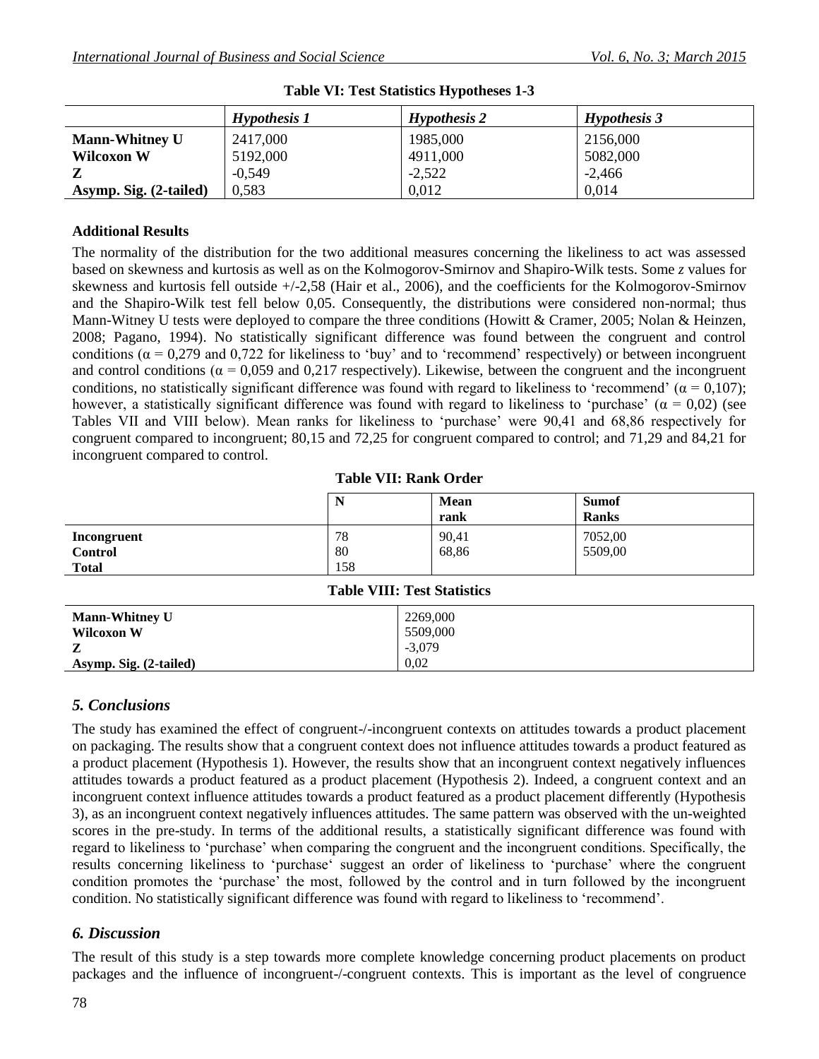**Table VI: Test Statistics Hypotheses 1-3**

| | *Hypothesis 1* | *Hypothesis 2* | *Hypothesis 3* |
|---|---|---|---|
| **Mann-Whitney U** | 2417,000 | 1985,000 | 2156,000 |
| **Wilcoxon W** | 5192,000 | 4911,000 | 5082,000 |
| **Z** | -0,549 | -2,522 | -2,466 |
| **Asymp. Sig. (2-tailed)** | 0,583 | 0,012 | 0,014 |

### Additional Results

The normality of the distribution for the two additional measures concerning the likeliness to act was assessed based on skewness and kurtosis as well as on the Kolmogorov-Smirnov and Shapiro-Wilk tests. Some *z* values for skewness and kurtosis fell outside +/-2,58 (Hair et al., 2006), and the coefficients for the Kolmogorov-Smirnov and the Shapiro-Wilk test fell below 0,05. Consequently, the distributions were considered non-normal; thus Mann-Witney U tests were deployed to compare the three conditions (Howitt & Cramer, 2005; Nolan & Heinzen, 2008; Pagano, 1994). No statistically significant difference was found between the congruent and control conditions ($\alpha$ = 0,279 and 0,722 for likeliness to 'buy' and to 'recommend' respectively) or between incongruent and control conditions ($\alpha$ = 0,059 and 0,217 respectively). Likewise, between the congruent and the incongruent conditions, no statistically significant difference was found with regard to likeliness to 'recommend' ($\alpha$ = 0,107); however, a statistically significant difference was found with regard to likeliness to 'purchase' ($\alpha$ = 0,02) (see Tables VII and VIII below). Mean ranks for likeliness to 'purchase' were 90,41 and 68,86 respectively for congruent compared to incongruent; 80,15 and 72,25 for congruent compared to control; and 71,29 and 84,21 for incongruent compared to control.

**Table VII: Rank Order**

| | N | Mean rank | Sumof Ranks |
|---|---|---|---|
| **Incongruent** | 78 | 90,41 | 7052,00 |
| **Control** | 80 | 68,86 | 5509,00 |
| **Total** | 158 | | |

**Table VIII: Test Statistics**

| | |
|---|---|
| **Mann-Whitney U** | 2269,000 |
| **Wilcoxon W** | 5509,000 |
| **Z** | -3,079 |
| **Asymp. Sig. (2-tailed)** | 0,02 |

## *5. Conclusions*

The study has examined the effect of congruent-/-incongruent contexts on attitudes towards a product placement on packaging. The results show that a congruent context does not influence attitudes towards a product featured as a product placement (Hypothesis 1). However, the results show that an incongruent context negatively influences attitudes towards a product featured as a product placement (Hypothesis 2). Indeed, a congruent context and an incongruent context influence attitudes towards a product featured as a product placement differently (Hypothesis 3), as an incongruent context negatively influences attitudes. The same pattern was observed with the un-weighted scores in the pre-study. In terms of the additional results, a statistically significant difference was found with regard to likeliness to 'purchase' when comparing the congruent and the incongruent conditions. Specifically, the results concerning likeliness to 'purchase' suggest an order of likeliness to 'purchase' where the congruent condition promotes the 'purchase' the most, followed by the control and in turn followed by the incongruent condition. No statistically significant difference was found with regard to likeliness to 'recommend'.

## *6. Discussion*

The result of this study is a step towards more complete knowledge concerning product placements on product packages and the influence of incongruent-/-congruent contexts. This is important as the level of congruence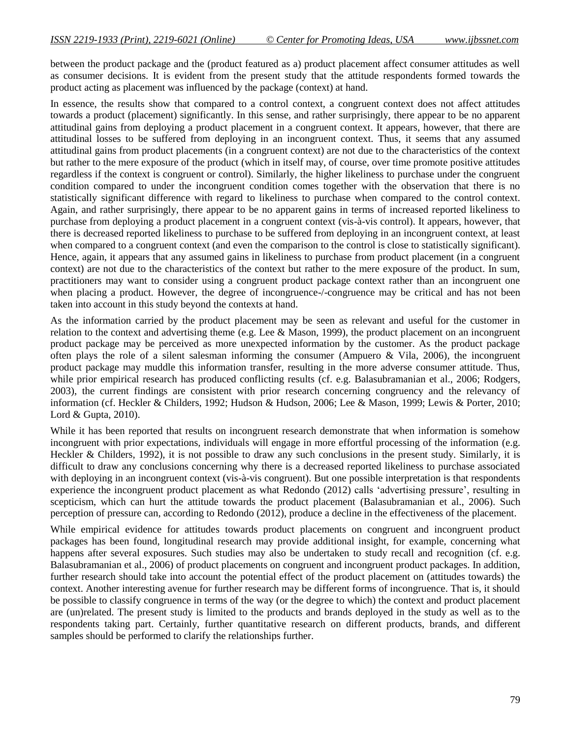between the product package and the (product featured as a) product placement affect consumer attitudes as well as consumer decisions. It is evident from the present study that the attitude respondents formed towards the product acting as placement was influenced by the package (context) at hand.

In essence, the results show that compared to a control context, a congruent context does not affect attitudes towards a product (placement) significantly. In this sense, and rather surprisingly, there appear to be no apparent attitudinal gains from deploying a product placement in a congruent context. It appears, however, that there are attitudinal losses to be suffered from deploying in an incongruent context. Thus, it seems that any assumed attitudinal gains from product placements (in a congruent context) are not due to the characteristics of the context but rather to the mere exposure of the product (which in itself may, of course, over time promote positive attitudes regardless if the context is congruent or control). Similarly, the higher likeliness to purchase under the congruent condition compared to under the incongruent condition comes together with the observation that there is no statistically significant difference with regard to likeliness to purchase when compared to the control context. Again, and rather surprisingly, there appear to be no apparent gains in terms of increased reported likeliness to purchase from deploying a product placement in a congruent context (vis-à-vis control). It appears, however, that there is decreased reported likeliness to purchase to be suffered from deploying in an incongruent context, at least when compared to a congruent context (and even the comparison to the control is close to statistically significant). Hence, again, it appears that any assumed gains in likeliness to purchase from product placement (in a congruent context) are not due to the characteristics of the context but rather to the mere exposure of the product. In sum, practitioners may want to consider using a congruent product package context rather than an incongruent one when placing a product. However, the degree of incongruence-/-congruence may be critical and has not been taken into account in this study beyond the contexts at hand.

As the information carried by the product placement may be seen as relevant and useful for the customer in relation to the context and advertising theme (e.g. Lee & Mason, 1999), the product placement on an incongruent product package may be perceived as more unexpected information by the customer. As the product package often plays the role of a silent salesman informing the consumer (Ampuero & Vila, 2006), the incongruent product package may muddle this information transfer, resulting in the more adverse consumer attitude. Thus, while prior empirical research has produced conflicting results (cf. e.g. Balasubramanian et al., 2006; Rodgers, 2003), the current findings are consistent with prior research concerning congruency and the relevancy of information (cf. Heckler & Childers, 1992; Hudson & Hudson, 2006; Lee & Mason, 1999; Lewis & Porter, 2010; Lord & Gupta, 2010).

While it has been reported that results on incongruent research demonstrate that when information is somehow incongruent with prior expectations, individuals will engage in more effortful processing of the information (e.g. Heckler & Childers, 1992), it is not possible to draw any such conclusions in the present study. Similarly, it is difficult to draw any conclusions concerning why there is a decreased reported likeliness to purchase associated with deploying in an incongruent context (vis-à-vis congruent). But one possible interpretation is that respondents experience the incongruent product placement as what Redondo (2012) calls 'advertising pressure', resulting in scepticism, which can hurt the attitude towards the product placement (Balasubramanian et al., 2006). Such perception of pressure can, according to Redondo (2012), produce a decline in the effectiveness of the placement.

While empirical evidence for attitudes towards product placements on congruent and incongruent product packages has been found, longitudinal research may provide additional insight, for example, concerning what happens after several exposures. Such studies may also be undertaken to study recall and recognition (cf. e.g. Balasubramanian et al., 2006) of product placements on congruent and incongruent product packages. In addition, further research should take into account the potential effect of the product placement on (attitudes towards) the context. Another interesting avenue for further research may be different forms of incongruence. That is, it should be possible to classify congruence in terms of the way (or the degree to which) the context and product placement are (un)related. The present study is limited to the products and brands deployed in the study as well as to the respondents taking part. Certainly, further quantitative research on different products, brands, and different samples should be performed to clarify the relationships further.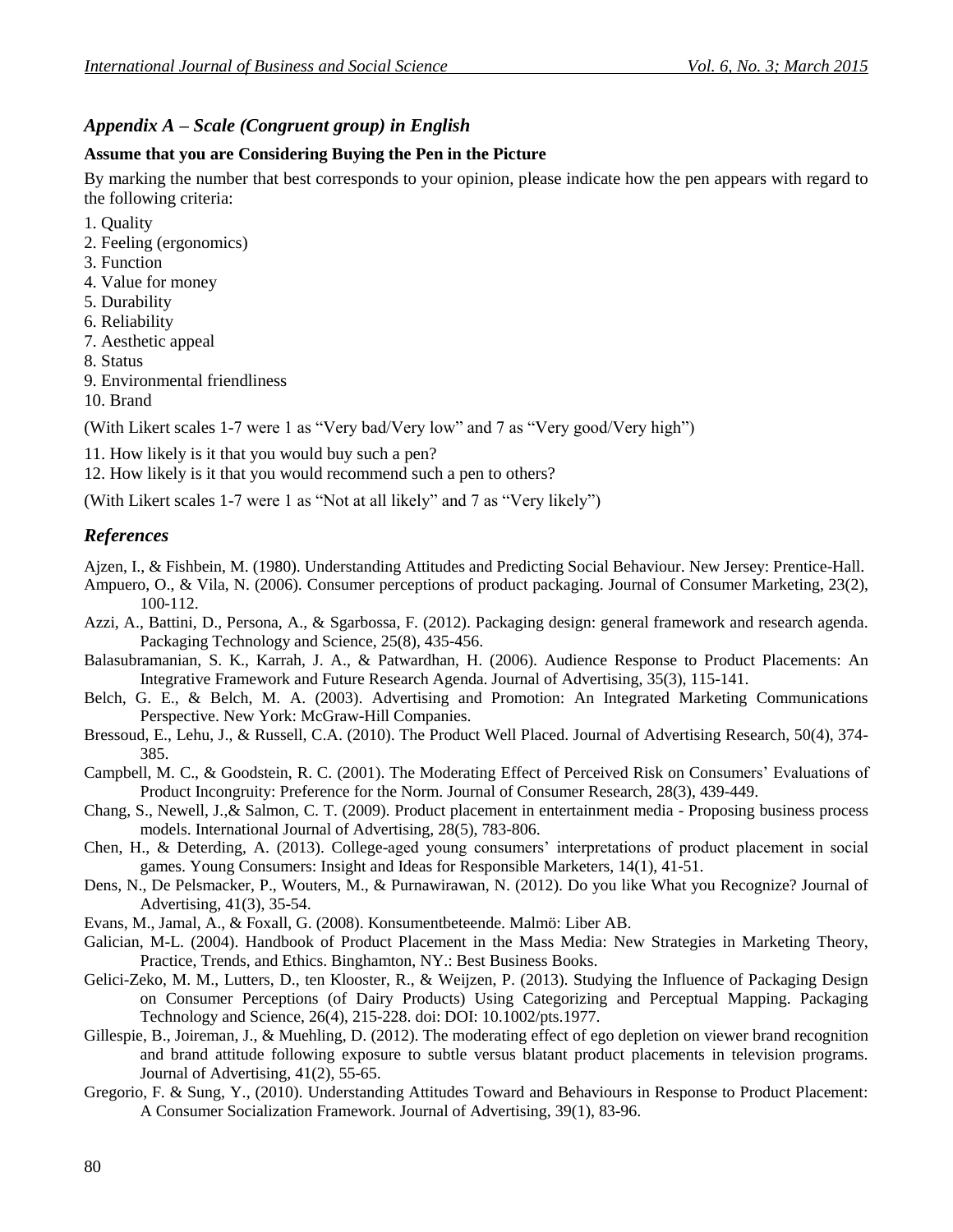## *Appendix A – Scale (Congruent group) in English*

**Assume that you are Considering Buying the Pen in the Picture**

By marking the number that best corresponds to your opinion, please indicate how the pen appears with regard to the following criteria:

1. Quality
2. Feeling (ergonomics)
3. Function
4. Value for money
5. Durability
6. Reliability
7. Aesthetic appeal
8. Status
9. Environmental friendliness
10. Brand

(With Likert scales 1-7 were 1 as "Very bad/Very low" and 7 as "Very good/Very high")

11. How likely is it that you would buy such a pen?
12. How likely is it that you would recommend such a pen to others?

(With Likert scales 1-7 were 1 as "Not at all likely" and 7 as "Very likely")

## *References*

Ajzen, I., & Fishbein, M. (1980). Understanding Attitudes and Predicting Social Behaviour. New Jersey: Prentice-Hall.

Ampuero, O., & Vila, N. (2006). Consumer perceptions of product packaging. Journal of Consumer Marketing, 23(2), 100-112.

Azzi, A., Battini, D., Persona, A., & Sgarbossa, F. (2012). Packaging design: general framework and research agenda. Packaging Technology and Science, 25(8), 435-456.

Balasubramanian, S. K., Karrah, J. A., & Patwardhan, H. (2006). Audience Response to Product Placements: An Integrative Framework and Future Research Agenda. Journal of Advertising, 35(3), 115-141.

Belch, G. E., & Belch, M. A. (2003). Advertising and Promotion: An Integrated Marketing Communications Perspective. New York: McGraw-Hill Companies.

Bressoud, E., Lehu, J., & Russell, C.A. (2010). The Product Well Placed. Journal of Advertising Research, 50(4), 374-385.

Campbell, M. C., & Goodstein, R. C. (2001). The Moderating Effect of Perceived Risk on Consumers' Evaluations of Product Incongruity: Preference for the Norm. Journal of Consumer Research, 28(3), 439-449.

Chang, S., Newell, J.,& Salmon, C. T. (2009). Product placement in entertainment media - Proposing business process models. International Journal of Advertising, 28(5), 783-806.

Chen, H., & Deterding, A. (2013). College-aged young consumers' interpretations of product placement in social games. Young Consumers: Insight and Ideas for Responsible Marketers, 14(1), 41-51.

Dens, N., De Pelsmacker, P., Wouters, M., & Purnawirawan, N. (2012). Do you like What you Recognize? Journal of Advertising, 41(3), 35-54.

Evans, M., Jamal, A., & Foxall, G. (2008). Konsumentbeteende. Malmö: Liber AB.

Galician, M-L. (2004). Handbook of Product Placement in the Mass Media: New Strategies in Marketing Theory, Practice, Trends, and Ethics. Binghamton, NY.: Best Business Books.

Gelici-Zeko, M. M., Lutters, D., ten Klooster, R., & Weijzen, P. (2013). Studying the Influence of Packaging Design on Consumer Perceptions (of Dairy Products) Using Categorizing and Perceptual Mapping. Packaging Technology and Science, 26(4), 215-228. doi: DOI: 10.1002/pts.1977.

Gillespie, B., Joireman, J., & Muehling, D. (2012). The moderating effect of ego depletion on viewer brand recognition and brand attitude following exposure to subtle versus blatant product placements in television programs. Journal of Advertising, 41(2), 55-65.

Gregorio, F. & Sung, Y., (2010). Understanding Attitudes Toward and Behaviours in Response to Product Placement: A Consumer Socialization Framework. Journal of Advertising, 39(1), 83-96.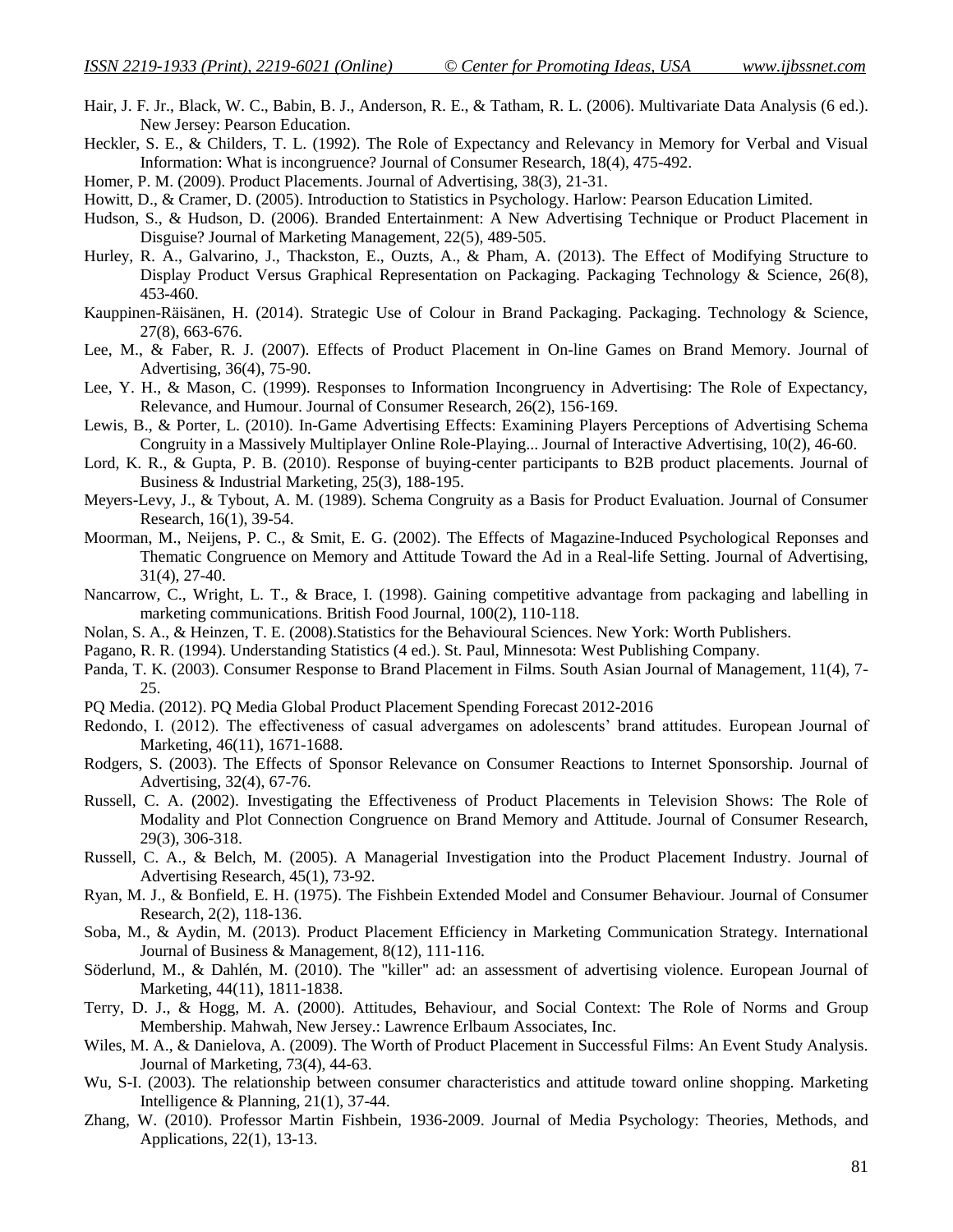Hair, J. F. Jr., Black, W. C., Babin, B. J., Anderson, R. E., & Tatham, R. L. (2006). Multivariate Data Analysis (6 ed.). New Jersey: Pearson Education.

Heckler, S. E., & Childers, T. L. (1992). The Role of Expectancy and Relevancy in Memory for Verbal and Visual Information: What is incongruence? Journal of Consumer Research, 18(4), 475-492.

Homer, P. M. (2009). Product Placements. Journal of Advertising, 38(3), 21-31.

Howitt, D., & Cramer, D. (2005). Introduction to Statistics in Psychology. Harlow: Pearson Education Limited.

Hudson, S., & Hudson, D. (2006). Branded Entertainment: A New Advertising Technique or Product Placement in Disguise? Journal of Marketing Management, 22(5), 489-505.

Hurley, R. A., Galvarino, J., Thackston, E., Ouzts, A., & Pham, A. (2013). The Effect of Modifying Structure to Display Product Versus Graphical Representation on Packaging. Packaging Technology & Science, 26(8), 453-460.

Kauppinen-Räisänen, H. (2014). Strategic Use of Colour in Brand Packaging. Packaging. Technology & Science, 27(8), 663-676.

Lee, M., & Faber, R. J. (2007). Effects of Product Placement in On-line Games on Brand Memory. Journal of Advertising, 36(4), 75-90.

Lee, Y. H., & Mason, C. (1999). Responses to Information Incongruency in Advertising: The Role of Expectancy, Relevance, and Humour. Journal of Consumer Research, 26(2), 156-169.

Lewis, B., & Porter, L. (2010). In-Game Advertising Effects: Examining Players Perceptions of Advertising Schema Congruity in a Massively Multiplayer Online Role-Playing... Journal of Interactive Advertising, 10(2), 46-60.

Lord, K. R., & Gupta, P. B. (2010). Response of buying-center participants to B2B product placements. Journal of Business & Industrial Marketing, 25(3), 188-195.

Meyers-Levy, J., & Tybout, A. M. (1989). Schema Congruity as a Basis for Product Evaluation. Journal of Consumer Research, 16(1), 39-54.

Moorman, M., Neijens, P. C., & Smit, E. G. (2002). The Effects of Magazine-Induced Psychological Reponses and Thematic Congruence on Memory and Attitude Toward the Ad in a Real-life Setting. Journal of Advertising, 31(4), 27-40.

Nancarrow, C., Wright, L. T., & Brace, I. (1998). Gaining competitive advantage from packaging and labelling in marketing communications. British Food Journal, 100(2), 110-118.

Nolan, S. A., & Heinzen, T. E. (2008).Statistics for the Behavioural Sciences. New York: Worth Publishers.

Pagano, R. R. (1994). Understanding Statistics (4 ed.). St. Paul, Minnesota: West Publishing Company.

Panda, T. K. (2003). Consumer Response to Brand Placement in Films. South Asian Journal of Management, 11(4), 7-25.

PQ Media. (2012). PQ Media Global Product Placement Spending Forecast 2012-2016

Redondo, I. (2012). The effectiveness of casual advergames on adolescents' brand attitudes. European Journal of Marketing, 46(11), 1671-1688.

Rodgers, S. (2003). The Effects of Sponsor Relevance on Consumer Reactions to Internet Sponsorship. Journal of Advertising, 32(4), 67-76.

Russell, C. A. (2002). Investigating the Effectiveness of Product Placements in Television Shows: The Role of Modality and Plot Connection Congruence on Brand Memory and Attitude. Journal of Consumer Research, 29(3), 306-318.

Russell, C. A., & Belch, M. (2005). A Managerial Investigation into the Product Placement Industry. Journal of Advertising Research, 45(1), 73-92.

Ryan, M. J., & Bonfield, E. H. (1975). The Fishbein Extended Model and Consumer Behaviour. Journal of Consumer Research, 2(2), 118-136.

Soba, M., & Aydin, M. (2013). Product Placement Efficiency in Marketing Communication Strategy. International Journal of Business & Management, 8(12), 111-116.

Söderlund, M., & Dahlén, M. (2010). The "killer" ad: an assessment of advertising violence. European Journal of Marketing, 44(11), 1811-1838.

Terry, D. J., & Hogg, M. A. (2000). Attitudes, Behaviour, and Social Context: The Role of Norms and Group Membership. Mahwah, New Jersey.: Lawrence Erlbaum Associates, Inc.

Wiles, M. A., & Danielova, A. (2009). The Worth of Product Placement in Successful Films: An Event Study Analysis. Journal of Marketing, 73(4), 44-63.

Wu, S-I. (2003). The relationship between consumer characteristics and attitude toward online shopping. Marketing Intelligence & Planning, 21(1), 37-44.

Zhang, W. (2010). Professor Martin Fishbein, 1936-2009. Journal of Media Psychology: Theories, Methods, and Applications, 22(1), 13-13.